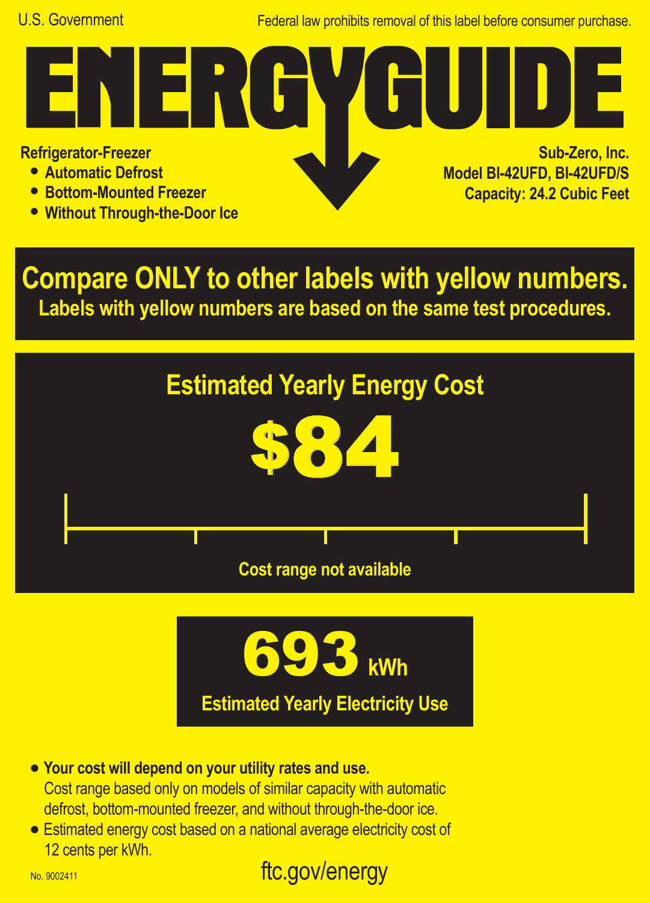U.S. Government

Federal law prohibits removal of this label before consumer purchase.

# ENERGYGUIDE

**Refrigerator-Freezer**
- **Automatic Defrost**
- **Bottom-Mounted Freezer**
- **Without Through-the-Door Ice**

**Sub-Zero, Inc.**
**Model BI-42UFD, BI-42UFD/S**
**Capacity: 24.2 Cubic Feet**

## Compare ONLY to other labels with yellow numbers.

**Labels with yellow numbers are based on the same test procedures.**

## Estimated Yearly Energy Cost

# $84

**Cost range not available**

# 693 kWh

**Estimated Yearly Electricity Use**

- **Your cost will depend on your utility rates and use.**
  Cost range based only on models of similar capacity with automatic defrost, bottom-mounted freezer, and without through-the-door ice.
- Estimated energy cost based on a national average electricity cost of 12 cents per kWh.

No. 9002411

ftc.gov/energy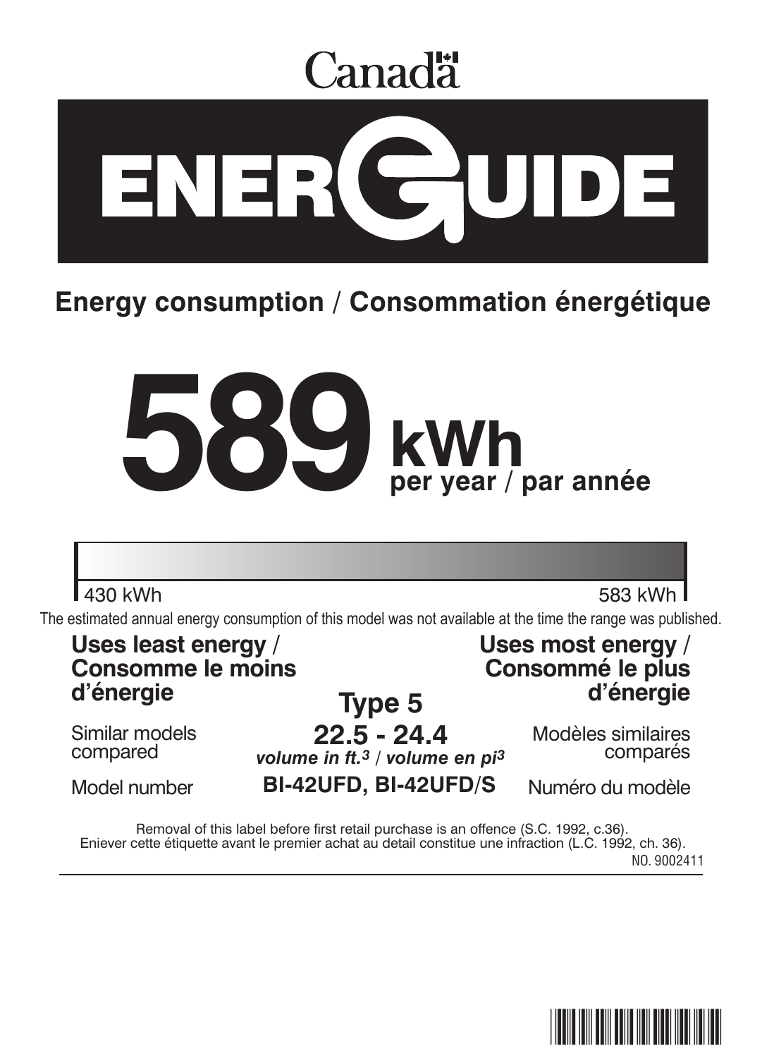Canada

# ENERGUIDE

## Energy consumption / Consommation énergétique

# 589 kWh per year / par année

430 kWh

583 kWh

The estimated annual energy consumption of this model was not available at the time the range was published.

**Uses least energy / Consomme le moins d'énergie**

**Uses most energy / Consommé le plus d'énergie**

**Type 5**

Similar models compared

**22.5 - 24.4**
***volume in ft.$^3$ / volume en pi$^3$***

Modèles similaires comparés

Model number

**BI-42UFD, BI-42UFD/S**

Numéro du modèle

Removal of this label before first retail purchase is an offence (S.C. 1992, c.36).
Eniever cette étiquette avant le premier achat au detail constitue une infraction (L.C. 1992, ch. 36).

NO. 9002411